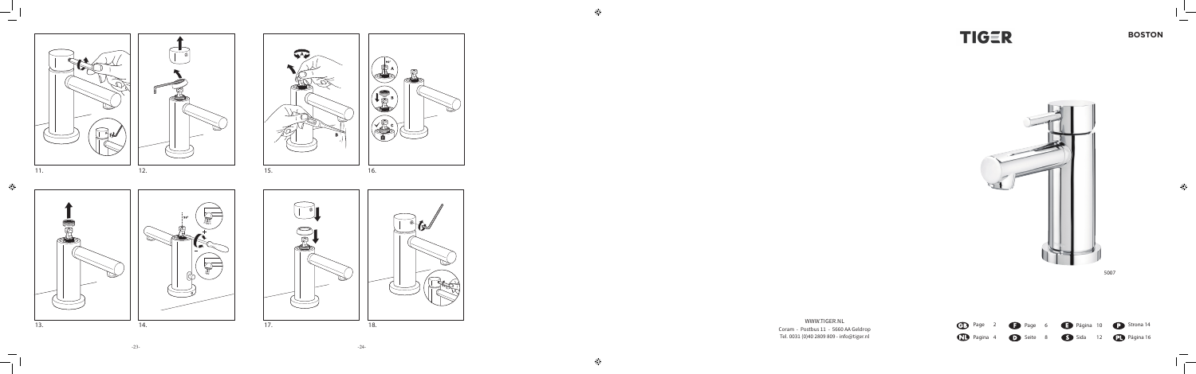11.

12.

15.

16.

13.

14.

17.

18.

# TIGER

## BOSTON

5007

WWW.TIGER.NL
Coram - Postbus 11 - 5660 AA Geldrop
Tel. 0031 (0)40 2809 809 - info@tiger.nl

GB Page 2
NL Pagina 4
F Page 6
D Seite 8
E Página 10
S Sida 12
P Strona 14
PL Página 16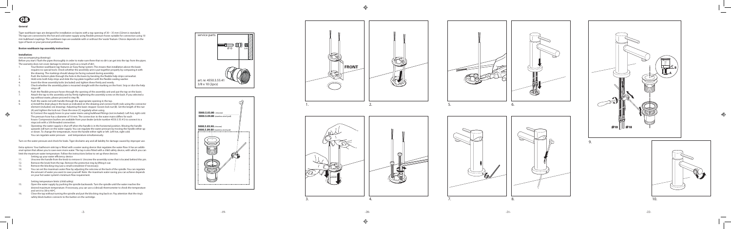# GB

## General

Tiger washbasin taps are designed for installation on basins with a tap opening of 30 – 35 mm (32mm is standard). The taps are connected to the hot and cold water supply using flexible pressure hoses suitable for connection using 10 mm bulkhead couplings. The washbasin taps are available with or without the 'waste' feature. Choice depends on the type of basin or your personal preference.

**Boston washbasin tap assembly instructions**

**Installation**

(see accompanying drawings)

Before you start: Flush the pipes thoroughly in order to make sure there that no dirt can get into the tap. From the pipes. The warranty does not cover damage to interior parts as a result of dirt.

1. Your Boston washbasin tap features an 'Easy fixing' system. This means that installation above the basin requires no special tools. Check whether the assembly unit is put together properly by comparing it with the drawing. The markings should always be facing outward during assembly.
2. Push the bottom plate through the hole in the basin by bending the flexible help strips somewhat.
3. Hold onto both help strips and slide the top plate together with the flexible sealing washer.
4. Insert the three assembly bolts (included) and tighten these firmly and evenly.
5. Check whether the assembly plate is mounted straight with the marking on the front. Snip or slice the help strips off.
6. Push the flexible pressure hoses through the opening of the assembly unit and put the tap on the basin.
7. Attach the tap to the assembly unit by firmly tightening the assembly screw on the back. If you selected a tap without waste, please proceed to step 9b.
8. Push the waste rod with handle through the appropriate opening in the tap.
9. a) Install the drain plug in the basin as indicated on the drawing and connect both rods using the connector element (included; see drawing). Adjusting the basin stopper: loosen lock nut (B). Set the length of the nut (A) and tighten the lock nut. Clean the sieve (C) regularly when using.
   b) Connect the supply hoses to your water mains using bulkhead fittings (not included). Left hot, right cold. The pressure hose has a diameter of 10 mm. The connection to the water mains differ for each house. Compression bushes are available from your dealer (article number 4550.3.55.41) to connect to a stopcock with a 3/8 threaded connection.
10. Operating: the water supply is shut off when the handle is in the horizontal position. Moving the handle upwards will turn on the water supply. You can regulate the water pressure by moving the handle either up or down. To change the temperature, move the handle either right or left. Left hot, right cold. You can regulate water pressure and temperature simultaneously.

Turn on the water pressure and check for leaks. Tiger disclaims any and all liability for damage caused by improper use.

Extra options: Your bathroom sink tap is fitted with a water saving device that regulates the water flow. It has an additional option that allows you to save even more water. The tap is also fitted with a child safety device, with which you can limit the maximum water temperature. Follow the instructions below to set up these devices.

Setting up your water efficiency device

11. Unscrew the handle from the knob to remove it. Unscrew the assembly screw that is located behind this pin.
12. Remove the knob from the tap. Remove the protective ring by lifting it out.
13. Remove the blocking ring (use a small screwdriver if necessary).
14. You can set the maximum water flow by adjusting the setscrew at the back of the spindle. You can regulate the amount of water you want to save yourself. Note: the maximum water saving you can achieve depends on your hot water system's minimum flow requirement.

Setting temperature limits (child safety)

15. Open the water supply by pushing the spindle backwards. Turn the spindle until the water reaches the desired maximum temperature. If necessary, you can use a (clinical) thermometer to check the temperature and set it to 38 to 40°C.
16. Close the tap without turning the spindle and put the blocking ring back on. Pay attention that the ring's safety block button connects to the button on the cartridge.

service parts

Ø10

3/8

art. nr. 4550.3.55.41
3/8 x 10 (2pcs)

5000.5.03.80 (chrome)
5000.5.09.80 (stainless steel-pvd)

5000.5.03.90 (chrome)
5000.5.09.90 (stainless steel-pvd)

FRONT

1.

2.

3.

4.

5.

6.

7.

8.

C
B
A

Ø10
Ø10

9.

10.